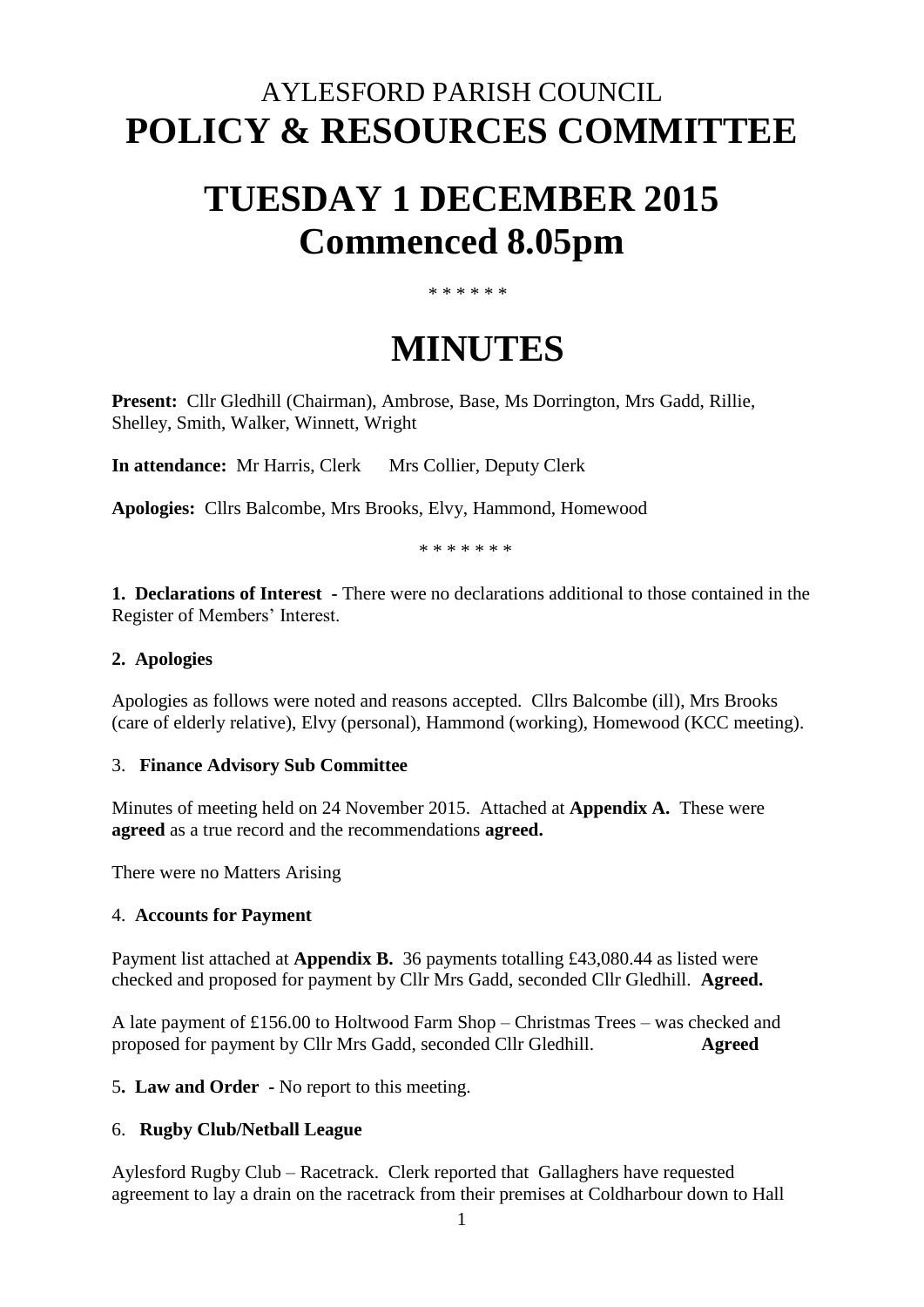# AYLESFORD PARISH COUNCIL
# POLICY & RESOURCES COMMITTEE

# TUESDAY 1 DECEMBER 2015
# Commenced 8.05pm

\* \* \* \* \* \*

# MINUTES

**Present:** Cllr Gledhill (Chairman), Ambrose, Base, Ms Dorrington, Mrs Gadd, Rillie, Shelley, Smith, Walker, Winnett, Wright

**In attendance:** Mr Harris, Clerk   Mrs Collier, Deputy Clerk

**Apologies:** Cllrs Balcombe, Mrs Brooks, Elvy, Hammond, Homewood

\* \* \* \* \* \* \*

**1. Declarations of Interest -** There were no declarations additional to those contained in the Register of Members' Interest.

**2. Apologies**

Apologies as follows were noted and reasons accepted. Cllrs Balcombe (ill), Mrs Brooks (care of elderly relative), Elvy (personal), Hammond (working), Homewood (KCC meeting).

3. **Finance Advisory Sub Committee**

Minutes of meeting held on 24 November 2015. Attached at **Appendix A.** These were **agreed** as a true record and the recommendations **agreed.**

There were no Matters Arising

4. **Accounts for Payment**

Payment list attached at **Appendix B.** 36 payments totalling £43,080.44 as listed were checked and proposed for payment by Cllr Mrs Gadd, seconded Cllr Gledhill. **Agreed.**

A late payment of £156.00 to Holtwood Farm Shop – Christmas Trees – was checked and proposed for payment by Cllr Mrs Gadd, seconded Cllr Gledhill. **Agreed**

5**. Law and Order -** No report to this meeting.

6. **Rugby Club/Netball League**

Aylesford Rugby Club – Racetrack. Clerk reported that Gallaghers have requested agreement to lay a drain on the racetrack from their premises at Coldharbour down to Hall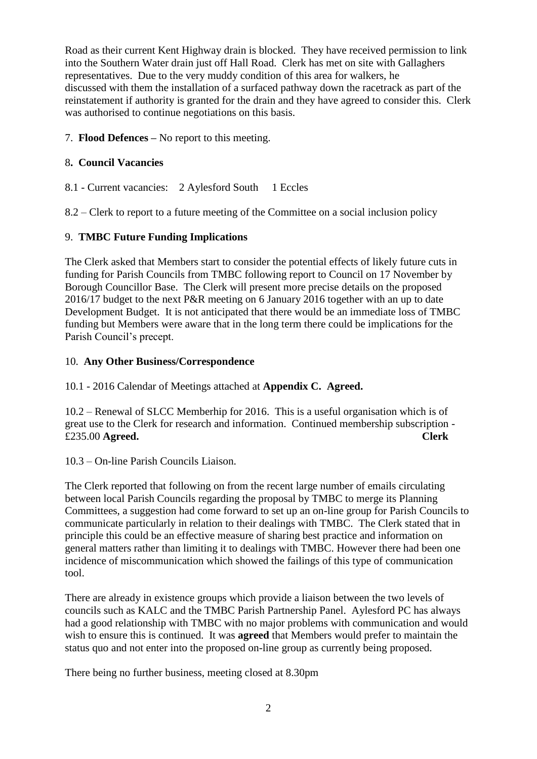Road as their current Kent Highway drain is blocked. They have received permission to link into the Southern Water drain just off Hall Road. Clerk has met on site with Gallaghers representatives. Due to the very muddy condition of this area for walkers, he discussed with them the installation of a surfaced pathway down the racetrack as part of the reinstatement if authority is granted for the drain and they have agreed to consider this. Clerk was authorised to continue negotiations on this basis.

7. **Flood Defences –** No report to this meeting.

8**. Council Vacancies**

8.1 - Current vacancies: 2 Aylesford South 1 Eccles

8.2 – Clerk to report to a future meeting of the Committee on a social inclusion policy

9. **TMBC Future Funding Implications**

The Clerk asked that Members start to consider the potential effects of likely future cuts in funding for Parish Councils from TMBC following report to Council on 17 November by Borough Councillor Base. The Clerk will present more precise details on the proposed 2016/17 budget to the next P&R meeting on 6 January 2016 together with an up to date Development Budget. It is not anticipated that there would be an immediate loss of TMBC funding but Members were aware that in the long term there could be implications for the Parish Council's precept.

10. **Any Other Business/Correspondence**

10.1 - 2016 Calendar of Meetings attached at **Appendix C. Agreed.**

10.2 – Renewal of SLCC Memberhip for 2016. This is a useful organisation which is of great use to the Clerk for research and information. Continued membership subscription - £235.00 **Agreed.** **Clerk**

10.3 – On-line Parish Councils Liaison.

The Clerk reported that following on from the recent large number of emails circulating between local Parish Councils regarding the proposal by TMBC to merge its Planning Committees, a suggestion had come forward to set up an on-line group for Parish Councils to communicate particularly in relation to their dealings with TMBC. The Clerk stated that in principle this could be an effective measure of sharing best practice and information on general matters rather than limiting it to dealings with TMBC. However there had been one incidence of miscommunication which showed the failings of this type of communication tool.

There are already in existence groups which provide a liaison between the two levels of councils such as KALC and the TMBC Parish Partnership Panel. Aylesford PC has always had a good relationship with TMBC with no major problems with communication and would wish to ensure this is continued. It was **agreed** that Members would prefer to maintain the status quo and not enter into the proposed on-line group as currently being proposed.

There being no further business, meeting closed at 8.30pm